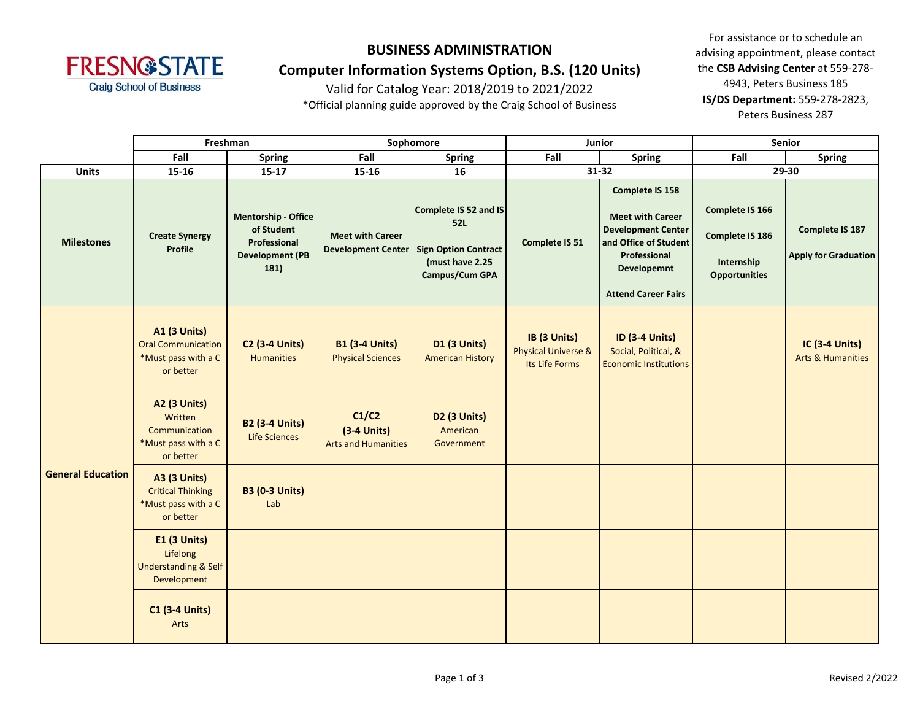# BUSINESS ADMINISTRATION

## Computer Information Systems Option, B.S. (120 Units)

Valid for Catalog Year: 2018/2019 to 2021/2022

*Official planning guide approved by the Craig School of Business

For assistance or to schedule an advising appointment, please contact the **CSB Advising Center** at 559-278-4943, Peters Business 185
**IS/DS Department:** 559-278-2823, Peters Business 287

| | Freshman | | Sophomore | | Junior | | Senior | |
|---|---|---|---|---|---|---|---|---|
| | Fall | Spring | Fall | Spring | Fall | Spring | Fall | Spring |
| **Units** | 15-16 | 15-17 | 15-16 | 16 | 31-32 | | 29-30 | |
| **Milestones** | **Create Synergy Profile** | **Mentorship - Office of Student Professional Development (PB 181)** | **Meet with Career Development Center** | **Complete IS 52 and IS 52L**<br><br>**Sign Option Contract (must have 2.25 Campus/Cum GPA** | **Complete IS 51** | **Complete IS 158**<br><br>**Meet with Career Development Center and Office of Student Professional Developemnt**<br><br>**Attend Career Fairs** | **Complete IS 166**<br><br>**Complete IS 186**<br><br>**Internship Opportunities** | **Complete IS 187**<br><br>**Apply for Graduation** |
| **General Education** | **A1 (3 Units)** Oral Communication *Must pass with a C or better | **C2 (3-4 Units)** Humanities | **B1 (3-4 Units)** Physical Sciences | **D1 (3 Units)** American History | **IB (3 Units)** Physical Universe & Its Life Forms | **ID (3-4 Units)** Social, Political, & Economic Institutions | | **IC (3-4 Units)** Arts & Humanities |
| | **A2 (3 Units)** Written Communication *Must pass with a C or better | **B2 (3-4 Units)** Life Sciences | **C1/C2 (3-4 Units)** Arts and Humanities | **D2 (3 Units)** American Government | | | | |
| | **A3 (3 Units)** Critical Thinking *Must pass with a C or better | **B3 (0-3 Units)** Lab | | | | | | |
| | **E1 (3 Units)** Lifelong Understanding & Self Development | | | | | | | |
| | **C1 (3-4 Units)** Arts | | | | | | | |

Revised 2/2022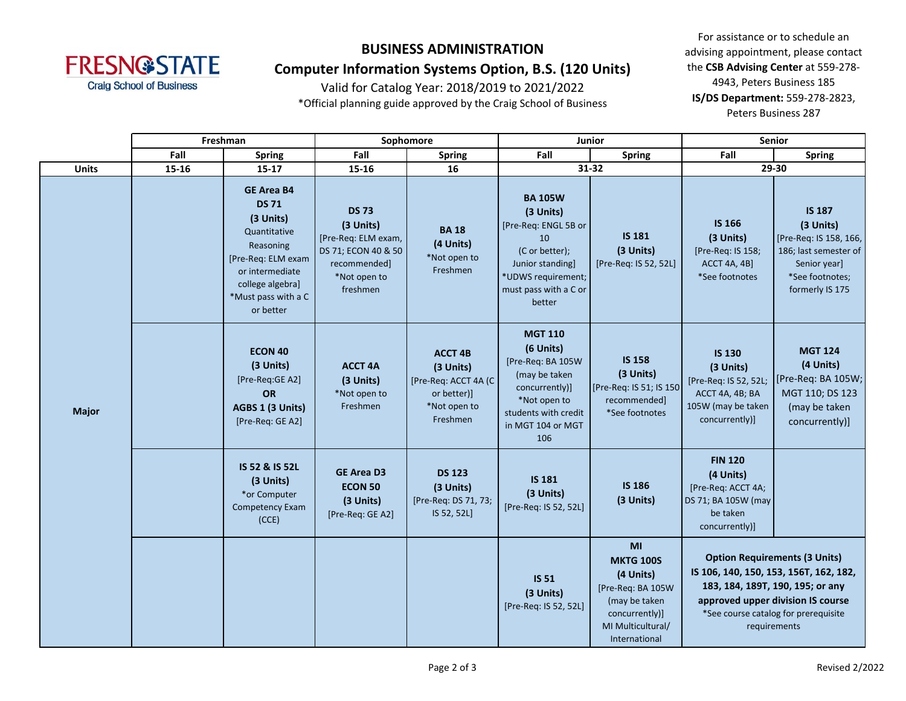# BUSINESS ADMINISTRATION

## Computer Information Systems Option, B.S. (120 Units)

Valid for Catalog Year: 2018/2019 to 2021/2022

*Official planning guide approved by the Craig School of Business

For assistance or to schedule an advising appointment, please contact the **CSB Advising Center** at 559-278-4943, Peters Business 185

**IS/DS Department:** 559-278-2823, Peters Business 287

| | Freshman | | Sophomore | | Junior | | Senior | |
|---|---|---|---|---|---|---|---|---|
| | Fall | Spring | Fall | Spring | Fall | Spring | Fall | Spring |
| **Units** | 15-16 | 15-17 | 15-16 | 16 | 31-32 | | 29-30 | |
| **Major** | | **GE Area B4** **DS 71** **(3 Units)** Quantitative Reasoning [Pre-Req: ELM exam or intermediate college algebra] *Must pass with a C or better | **DS 73** **(3 Units)** [Pre-Req: ELM exam, DS 71; ECON 40 & 50 recommended] *Not open to freshmen | **BA 18** **(4 Units)** *Not open to Freshmen | **BA 105W** **(3 Units)** [Pre-Req: ENGL 5B or 10 (C or better); Junior standing] *UDWS requirement; must pass with a C or better | **IS 181** **(3 Units)** [Pre-Req: IS 52, 52L] | **IS 166** **(3 Units)** [Pre-Req: IS 158; ACCT 4A, 4B] *See footnotes | **IS 187** **(3 Units)** [Pre-Req: IS 158, 166, 186; last semester of Senior year] *See footnotes; formerly IS 175 |
| | | **ECON 40** **(3 Units)** [Pre-Req:GE A2] **OR** **AGBS 1 (3 Units)** [Pre-Req: GE A2] | **ACCT 4A** **(3 Units)** *Not open to Freshmen | **ACCT 4B** **(3 Units)** [Pre-Req: ACCT 4A (C or better)] *Not open to Freshmen | **MGT 110** **(6 Units)** [Pre-Req: BA 105W (may be taken concurrently)] *Not open to students with credit in MGT 104 or MGT 106 | **IS 158** **(3 Units)** [Pre-Req: IS 51; IS 150 recommended] *See footnotes | **IS 130** **(3 Units)** [Pre-Req: IS 52, 52L; ACCT 4A, 4B; BA 105W (may be taken concurrently)] | **MGT 124** **(4 Units)** [Pre-Req: BA 105W; MGT 110; DS 123 (may be taken concurrently)] |
| | | **IS 52 & IS 52L** **(3 Units)** *or Computer Competency Exam (CCE) | **GE Area D3** **ECON 50** **(3 Units)** [Pre-Req: GE A2] | **DS 123** **(3 Units)** [Pre-Req: DS 71, 73; IS 52, 52L] | **IS 181** **(3 Units)** [Pre-Req: IS 52, 52L] | **IS 186** **(3 Units)** | **FIN 120** **(4 Units)** [Pre-Req: ACCT 4A; DS 71; BA 105W (may be taken concurrently)] | |
| | | | | | **IS 51** **(3 Units)** [Pre-Req: IS 52, 52L] | **MI** **MKTG 100S** **(4 Units)** [Pre-Req: BA 105W (may be taken concurrently)] MI Multicultural/ International | **Option Requirements (3 Units)** **IS 106, 140, 150, 153, 156T, 162, 182, 183, 184, 189T, 190, 195; or any approved upper division IS course** *See course catalog for prerequisite requirements | |

Revised 2/2022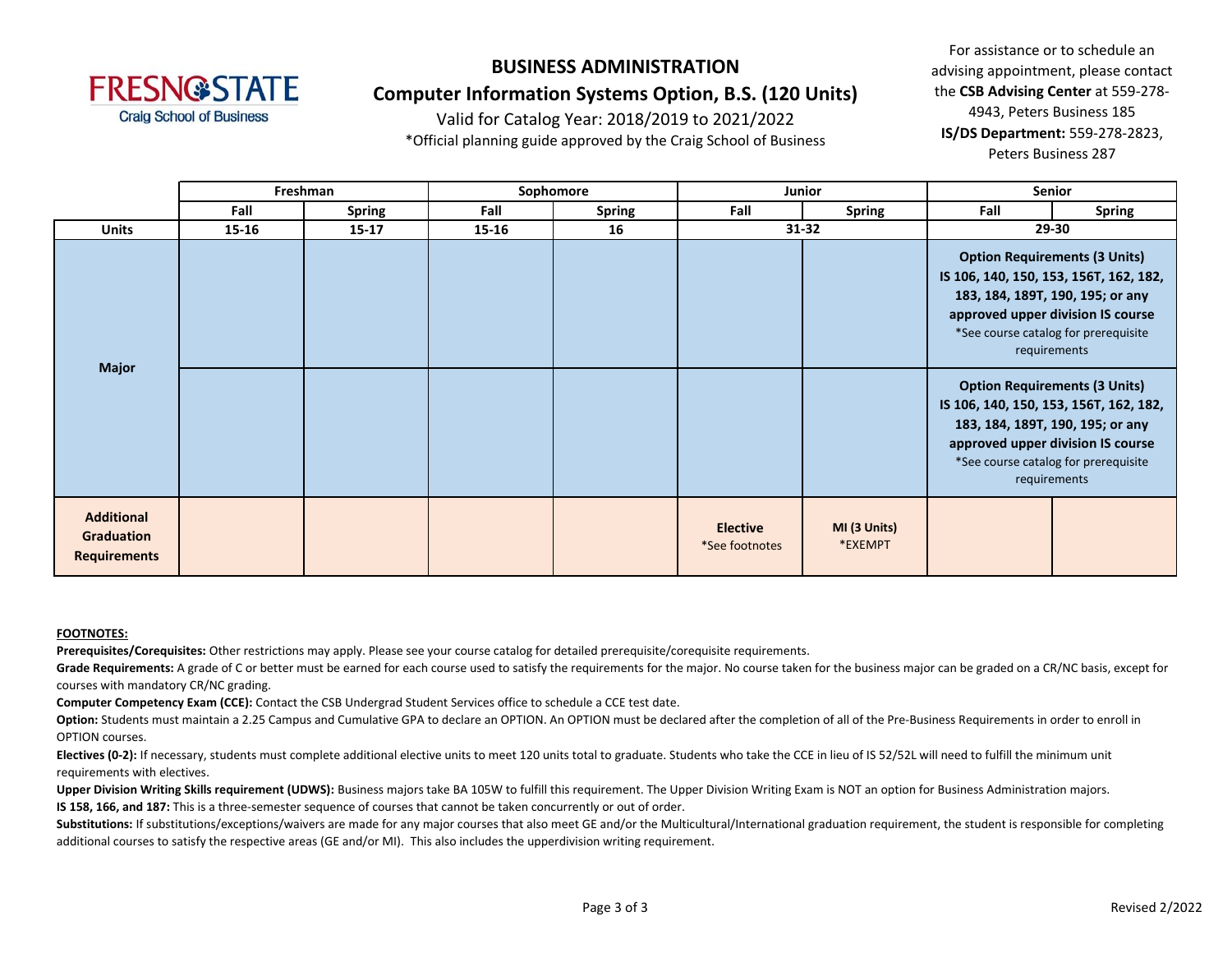# BUSINESS ADMINISTRATION

## Computer Information Systems Option, B.S. (120 Units)

Valid for Catalog Year: 2018/2019 to 2021/2022

*Official planning guide approved by the Craig School of Business

For assistance or to schedule an advising appointment, please contact the **CSB Advising Center** at 559-278-4943, Peters Business 185
**IS/DS Department:** 559-278-2823, Peters Business 287

| | Freshman | | Sophomore | | Junior | | Senior | |
|---|---|---|---|---|---|---|---|---|
| | **Fall** | **Spring** | **Fall** | **Spring** | **Fall** | **Spring** | **Fall** | **Spring** |
| **Units** | **15-16** | **15-17** | **15-16** | **16** | **31-32** | | **29-30** | |
| **Major** | | | | | | | **Option Requirements (3 Units)** IS 106, 140, 150, 153, 156T, 162, 182, 183, 184, 189T, 190, 195; or any approved upper division IS course *See course catalog for prerequisite requirements | |
| **Major** | | | | | | | **Option Requirements (3 Units)** IS 106, 140, 150, 153, 156T, 162, 182, 183, 184, 189T, 190, 195; or any approved upper division IS course *See course catalog for prerequisite requirements | |
| **Additional Graduation Requirements** | | | | | **Elective** *See footnotes | **MI (3 Units)** *EXEMPT | | |

**FOOTNOTES:**

**Prerequisites/Corequisites:** Other restrictions may apply. Please see your course catalog for detailed prerequisite/corequisite requirements.

**Grade Requirements:** A grade of C or better must be earned for each course used to satisfy the requirements for the major. No course taken for the business major can be graded on a CR/NC basis, except for courses with mandatory CR/NC grading.

**Computer Competency Exam (CCE):** Contact the CSB Undergrad Student Services office to schedule a CCE test date.

**Option:** Students must maintain a 2.25 Campus and Cumulative GPA to declare an OPTION. An OPTION must be declared after the completion of all of the Pre-Business Requirements in order to enroll in OPTION courses.

**Electives (0-2):** If necessary, students must complete additional elective units to meet 120 units total to graduate. Students who take the CCE in lieu of IS 52/52L will need to fulfill the minimum unit requirements with electives.

**Upper Division Writing Skills requirement (UDWS):** Business majors take BA 105W to fulfill this requirement. The Upper Division Writing Exam is NOT an option for Business Administration majors.

**IS 158, 166, and 187:** This is a three-semester sequence of courses that cannot be taken concurrently or out of order.

**Substitutions:** If substitutions/exceptions/waivers are made for any major courses that also meet GE and/or the Multicultural/International graduation requirement, the student is responsible for completing additional courses to satisfy the respective areas (GE and/or MI). This also includes the upperdivision writing requirement.

Revised 2/2022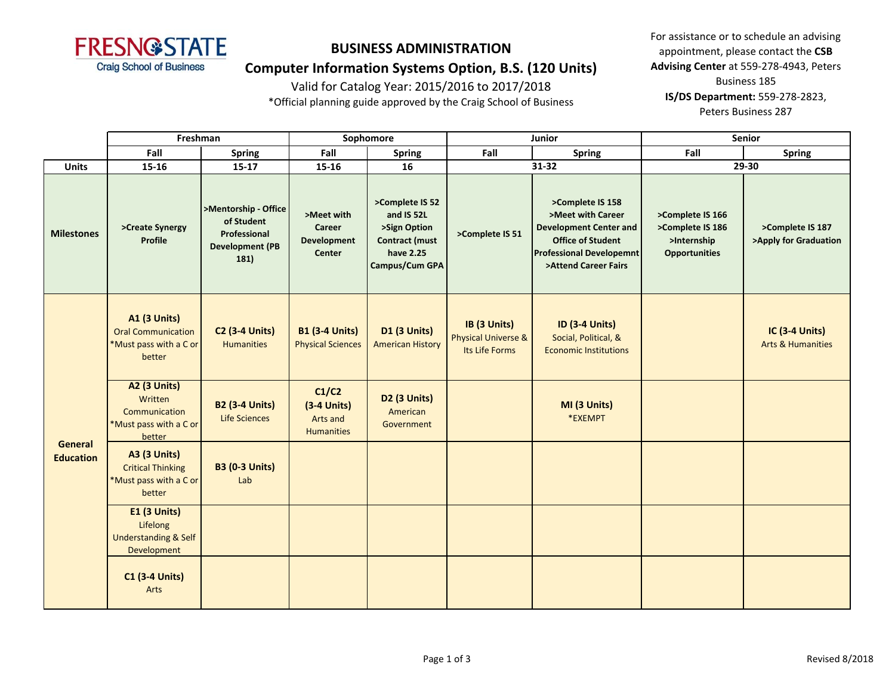# BUSINESS ADMINISTRATION

## Computer Information Systems Option, B.S. (120 Units)

Valid for Catalog Year: 2015/2016 to 2017/2018

*Official planning guide approved by the Craig School of Business

For assistance or to schedule an advising appointment, please contact the **CSB Advising Center** at 559-278-4943, Peters Business 185

**IS/DS Department:** 559-278-2823, Peters Business 287

| | Freshman | | Sophomore | | Junior | | Senior | |
|---|---|---|---|---|---|---|---|---|
| | Fall | Spring | Fall | Spring | Fall | Spring | Fall | Spring |
| **Units** | 15-16 | 15-17 | 15-16 | 16 | 31-32 | | 29-30 | |
| **Milestones** | >Create Synergy Profile | >Mentorship - Office of Student Professional Development (PB 181) | >Meet with Career Development Center | >Complete IS 52 and IS 52L >Sign Option Contract (must have 2.25 Campus/Cum GPA | >Complete IS 51 | >Complete IS 158 >Meet with Career Development Center and Office of Student Professional Developemnt >Attend Career Fairs | >Complete IS 166 >Complete IS 186 >Internship Opportunities | >Complete IS 187 >Apply for Graduation |
| **General Education** | **A1 (3 Units)** Oral Communication *Must pass with a C or better | **C2 (3-4 Units)** Humanities | **B1 (3-4 Units)** Physical Sciences | **D1 (3 Units)** American History | **IB (3 Units)** Physical Universe & Its Life Forms | **ID (3-4 Units)** Social, Political, & Economic Institutions | | **IC (3-4 Units)** Arts & Humanities |
| | **A2 (3 Units)** Written Communication *Must pass with a C or better | **B2 (3-4 Units)** Life Sciences | **C1/C2 (3-4 Units)** Arts and Humanities | **D2 (3 Units)** American Government | | **MI (3 Units)** *EXEMPT | | |
| | **A3 (3 Units)** Critical Thinking *Must pass with a C or better | **B3 (0-3 Units)** Lab | | | | | | |
| | **E1 (3 Units)** Lifelong Understanding & Self Development | | | | | | | |
| | **C1 (3-4 Units)** Arts | | | | | | | |

Revised 8/2018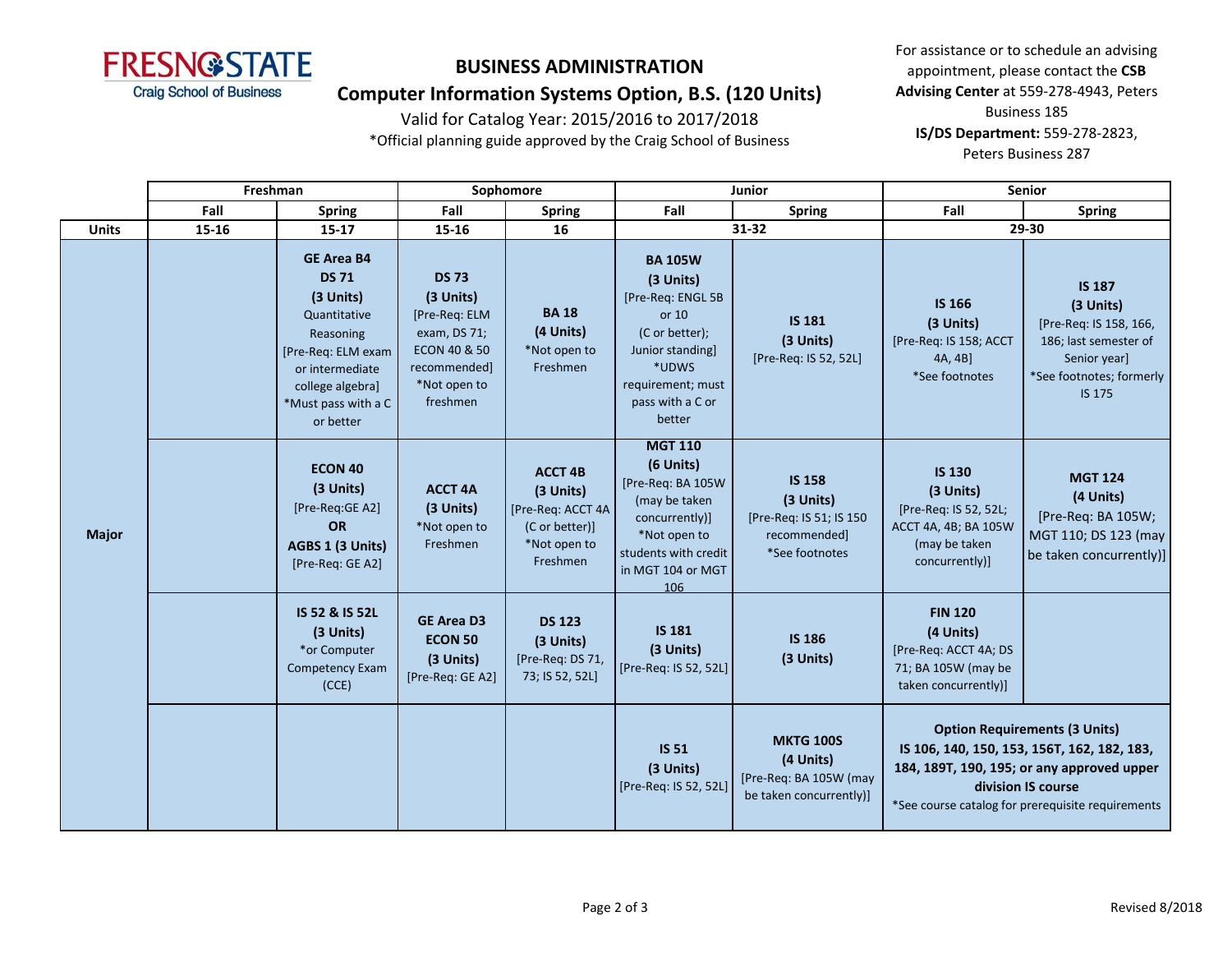FRESNO STATE
Craig School of Business

# BUSINESS ADMINISTRATION

## Computer Information Systems Option, B.S. (120 Units)

Valid for Catalog Year: 2015/2016 to 2017/2018

*Official planning guide approved by the Craig School of Business

For assistance or to schedule an advising appointment, please contact the **CSB Advising Center** at 559-278-4943, Peters Business 185

**IS/DS Department:** 559-278-2823, Peters Business 287

| | Freshman | | Sophomore | | Junior | | Senior | |
|---|---|---|---|---|---|---|---|---|
| | Fall | Spring | Fall | Spring | Fall | Spring | Fall | Spring |
| **Units** | 15-16 | 15-17 | 15-16 | 16 | 31-32 | | 29-30 | |
| **Major** | | **GE Area B4** **DS 71** **(3 Units)** Quantitative Reasoning [Pre-Req: ELM exam or intermediate college algebra] *Must pass with a C or better | **DS 73** **(3 Units)** [Pre-Req: ELM exam, DS 71; ECON 40 & 50 recommended] *Not open to freshmen | **BA 18** **(4 Units)** *Not open to Freshmen | **BA 105W** **(3 Units)** [Pre-Req: ENGL 5B or 10 (C or better); Junior standing] *UDWS requirement; must pass with a C or better | **IS 181** **(3 Units)** [Pre-Req: IS 52, 52L] | **IS 166** **(3 Units)** [Pre-Req: IS 158; ACCT 4A, 4B] *See footnotes | **IS 187** **(3 Units)** [Pre-Req: IS 158, 166, 186; last semester of Senior year] *See footnotes; formerly IS 175 |
| | | **ECON 40** **(3 Units)** [Pre-Req:GE A2] **OR** **AGBS 1 (3 Units)** [Pre-Req: GE A2] | **ACCT 4A** **(3 Units)** *Not open to Freshmen | **ACCT 4B** **(3 Units)** [Pre-Req: ACCT 4A (C or better)] *Not open to Freshmen | **MGT 110** **(6 Units)** [Pre-Req: BA 105W (may be taken concurrently)] *Not open to students with credit in MGT 104 or MGT 106 | **IS 158** **(3 Units)** [Pre-Req: IS 51; IS 150 recommended] *See footnotes | **IS 130** **(3 Units)** [Pre-Req: IS 52, 52L; ACCT 4A, 4B; BA 105W (may be taken concurrently)] | **MGT 124** **(4 Units)** [Pre-Req: BA 105W; MGT 110; DS 123 (may be taken concurrently)] |
| | | **IS 52 & IS 52L** **(3 Units)** *or Computer Competency Exam (CCE) | **GE Area D3** **ECON 50** **(3 Units)** [Pre-Req: GE A2] | **DS 123** **(3 Units)** [Pre-Req: DS 71, 73; IS 52, 52L] | **IS 181** **(3 Units)** [Pre-Req: IS 52, 52L] | **IS 186** **(3 Units)** | **FIN 120** **(4 Units)** [Pre-Req: ACCT 4A; DS 71; BA 105W (may be taken concurrently)] | |
| | | | | | **IS 51** **(3 Units)** [Pre-Req: IS 52, 52L] | **MKTG 100S** **(4 Units)** [Pre-Req: BA 105W (may be taken concurrently)] | **Option Requirements (3 Units)** **IS 106, 140, 150, 153, 156T, 162, 182, 183, 184, 189T, 190, 195; or any approved upper division IS course** *See course catalog for prerequisite requirements | |

Revised 8/2018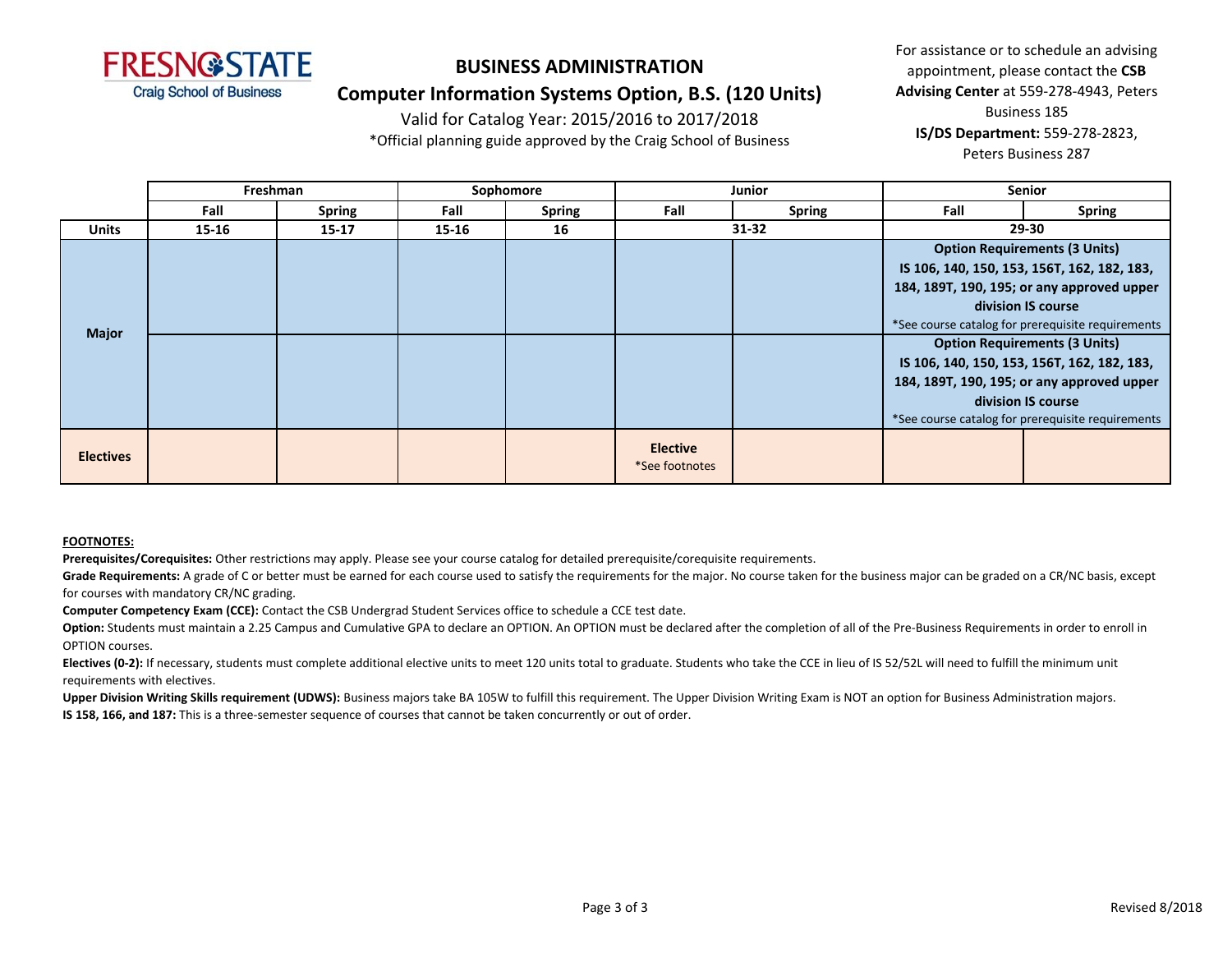FRESNO STATE
Craig School of Business

# BUSINESS ADMINISTRATION

## Computer Information Systems Option, B.S. (120 Units)

Valid for Catalog Year: 2015/2016 to 2017/2018

*Official planning guide approved by the Craig School of Business

For assistance or to schedule an advising appointment, please contact the **CSB Advising Center** at 559-278-4943, Peters Business 185

**IS/DS Department:** 559-278-2823, Peters Business 287

| | Freshman | | Sophomore | | Junior | | Senior | |
|---|---|---|---|---|---|---|---|---|
| | **Fall** | **Spring** | **Fall** | **Spring** | **Fall** | **Spring** | **Fall** | **Spring** |
| **Units** | **15-16** | **15-17** | **15-16** | **16** | **31-32** | | **29-30** | |
| **Major** | | | | | | | **Option Requirements (3 Units)** **IS 106, 140, 150, 153, 156T, 162, 182, 183, 184, 189T, 190, 195; or any approved upper division IS course** *See course catalog for prerequisite requirements | |
| | | | | | | | **Option Requirements (3 Units)** **IS 106, 140, 150, 153, 156T, 162, 182, 183, 184, 189T, 190, 195; or any approved upper division IS course** *See course catalog for prerequisite requirements | |
| **Electives** | | | | | **Elective** *See footnotes | | | |

**FOOTNOTES:**

**Prerequisites/Corequisites:** Other restrictions may apply. Please see your course catalog for detailed prerequisite/corequisite requirements.

**Grade Requirements:** A grade of C or better must be earned for each course used to satisfy the requirements for the major. No course taken for the business major can be graded on a CR/NC basis, except for courses with mandatory CR/NC grading.

**Computer Competency Exam (CCE):** Contact the CSB Undergrad Student Services office to schedule a CCE test date.

**Option:** Students must maintain a 2.25 Campus and Cumulative GPA to declare an OPTION. An OPTION must be declared after the completion of all of the Pre-Business Requirements in order to enroll in OPTION courses.

**Electives (0-2):** If necessary, students must complete additional elective units to meet 120 units total to graduate. Students who take the CCE in lieu of IS 52/52L will need to fulfill the minimum unit requirements with electives.

**Upper Division Writing Skills requirement (UDWS):** Business majors take BA 105W to fulfill this requirement. The Upper Division Writing Exam is NOT an option for Business Administration majors.

**IS 158, 166, and 187:** This is a three-semester sequence of courses that cannot be taken concurrently or out of order.

Revised 8/2018